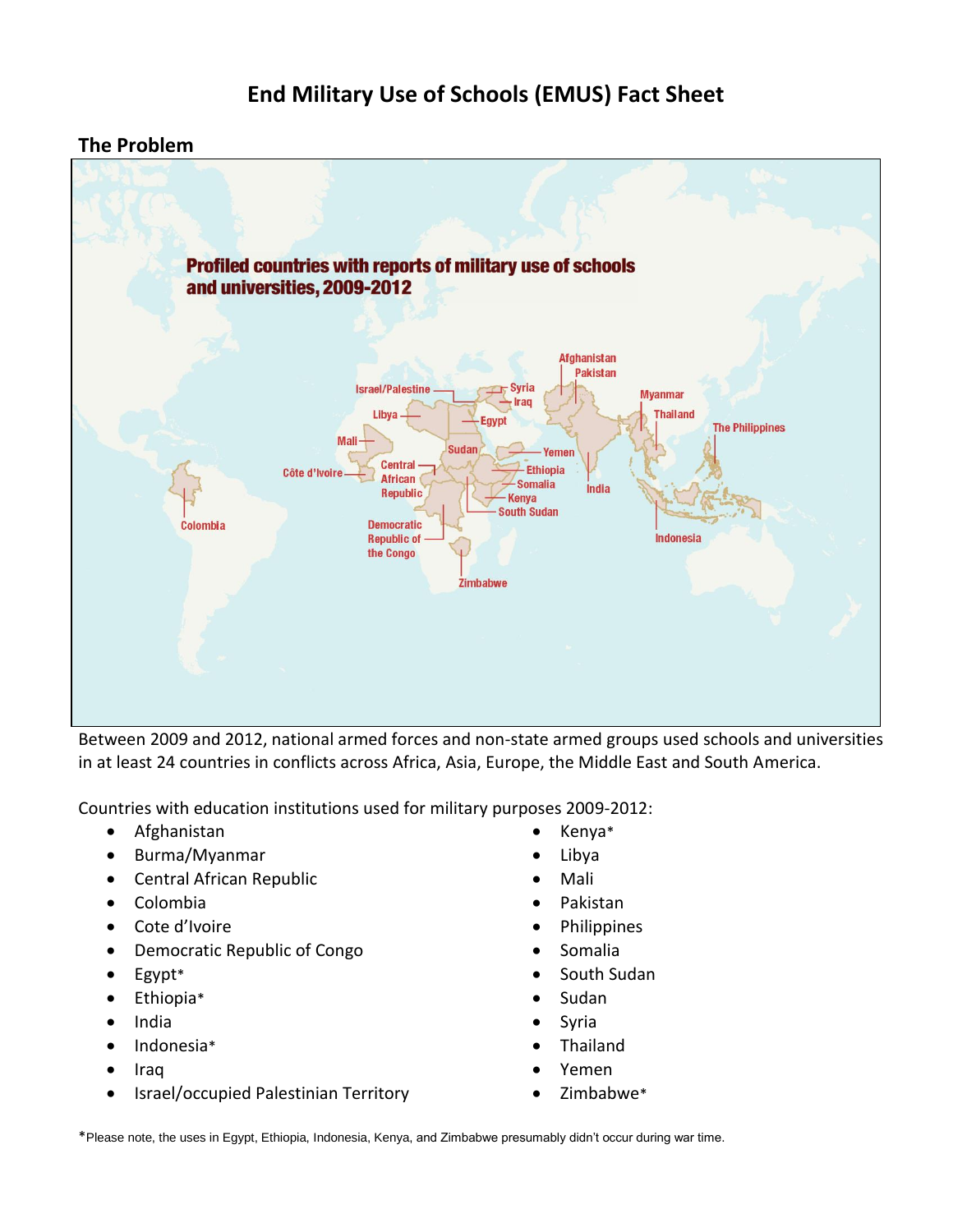# End Military Use of Schools (EMUS) Fact Sheet

## The Problem

Between 2009 and 2012, national armed forces and non-state armed groups used schools and universities in at least 24 countries in conflicts across Africa, Asia, Europe, the Middle East and South America.

Countries with education institutions used for military purposes 2009-2012:

- Afghanistan
- Burma/Myanmar
- Central African Republic
- Colombia
- Cote d'Ivoire
- Democratic Republic of Congo
- Egypt*
- Ethiopia*
- India
- Indonesia*
- Iraq
- Israel/occupied Palestinian Territory
- Kenya*
- Libya
- Mali
- Pakistan
- Philippines
- Somalia
- South Sudan
- Sudan
- Syria
- Thailand
- Yemen
- Zimbabwe*

*Please note, the uses in Egypt, Ethiopia, Indonesia, Kenya, and Zimbabwe presumably didn't occur during war time.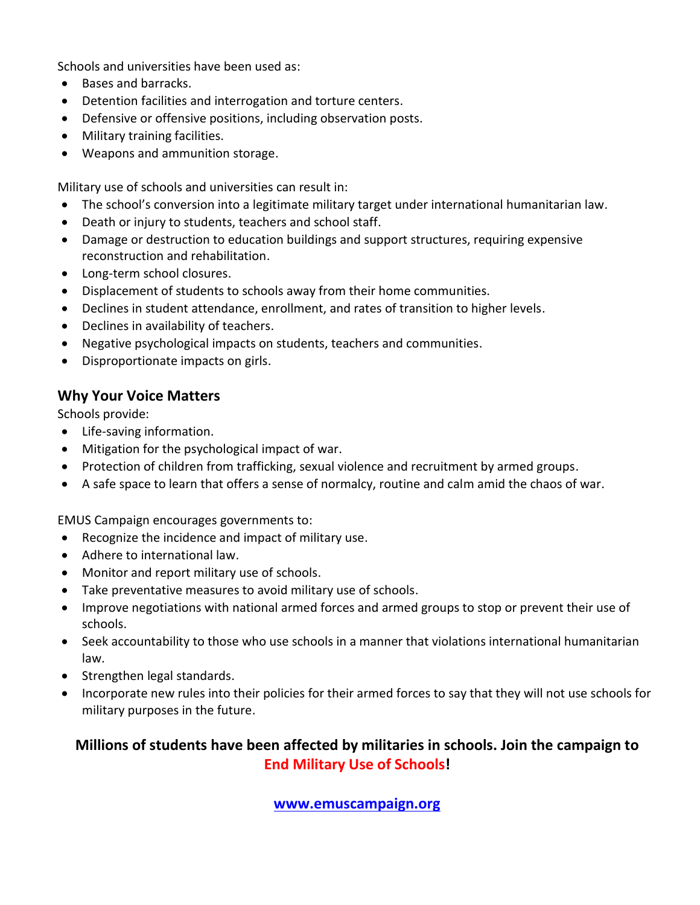Schools and universities have been used as:

- Bases and barracks.
- Detention facilities and interrogation and torture centers.
- Defensive or offensive positions, including observation posts.
- Military training facilities.
- Weapons and ammunition storage.

Military use of schools and universities can result in:

- The school's conversion into a legitimate military target under international humanitarian law.
- Death or injury to students, teachers and school staff.
- Damage or destruction to education buildings and support structures, requiring expensive reconstruction and rehabilitation.
- Long-term school closures.
- Displacement of students to schools away from their home communities.
- Declines in student attendance, enrollment, and rates of transition to higher levels.
- Declines in availability of teachers.
- Negative psychological impacts on students, teachers and communities.
- Disproportionate impacts on girls.

## Why Your Voice Matters

Schools provide:

- Life-saving information.
- Mitigation for the psychological impact of war.
- Protection of children from trafficking, sexual violence and recruitment by armed groups.
- A safe space to learn that offers a sense of normalcy, routine and calm amid the chaos of war.

EMUS Campaign encourages governments to:

- Recognize the incidence and impact of military use.
- Adhere to international law.
- Monitor and report military use of schools.
- Take preventative measures to avoid military use of schools.
- Improve negotiations with national armed forces and armed groups to stop or prevent their use of schools.
- Seek accountability to those who use schools in a manner that violations international humanitarian law.
- Strengthen legal standards.
- Incorporate new rules into their policies for their armed forces to say that they will not use schools for military purposes in the future.

**Millions of students have been affected by militaries in schools. Join the campaign to End Military Use of Schools!**

**www.emuscampaign.org**